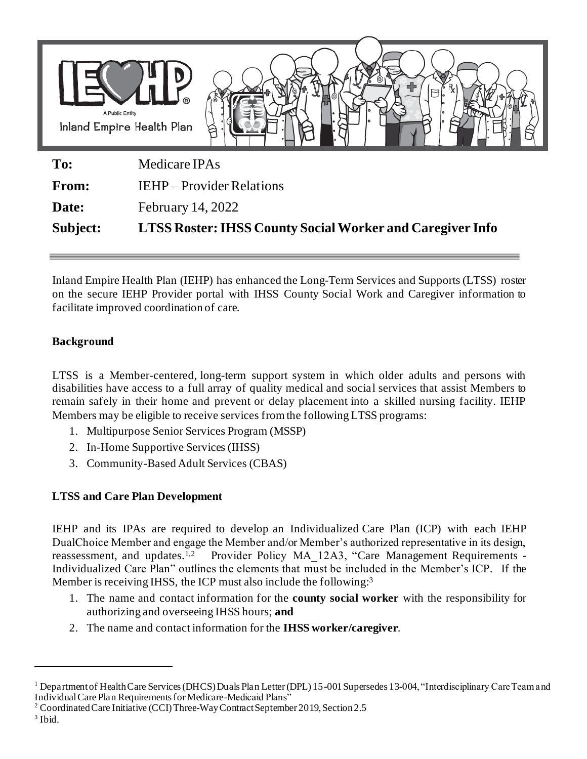IEHP
A Public Entity
Inland Empire Health Plan

| | |
|---|---|
| **To:** | Medicare IPAs |
| **From:** | IEHP – Provider Relations |
| **Date:** | February 14, 2022 |
| **Subject:** | **LTSS Roster: IHSS County Social Worker and Caregiver Info** |

---

Inland Empire Health Plan (IEHP) has enhanced the Long-Term Services and Supports (LTSS) roster on the secure IEHP Provider portal with IHSS County Social Work and Caregiver information to facilitate improved coordination of care.

**Background**

LTSS is a Member-centered, long-term support system in which older adults and persons with disabilities have access to a full array of quality medical and social services that assist Members to remain safely in their home and prevent or delay placement into a skilled nursing facility. IEHP Members may be eligible to receive services from the following LTSS programs:

1. Multipurpose Senior Services Program (MSSP)
2. In-Home Supportive Services (IHSS)
3. Community-Based Adult Services (CBAS)

**LTSS and Care Plan Development**

IEHP and its IPAs are required to develop an Individualized Care Plan (ICP) with each IEHP DualChoice Member and engage the Member and/or Member's authorized representative in its design, reassessment, and updates.[1,2] Provider Policy MA_12A3, "Care Management Requirements - Individualized Care Plan" outlines the elements that must be included in the Member's ICP. If the Member is receiving IHSS, the ICP must also include the following:[3]

1. The name and contact information for the **county social worker** with the responsibility for authorizing and overseeing IHSS hours; **and**
2. The name and contact information for the **IHSS worker/caregiver**.

---

[1] Department of Health Care Services (DHCS) Duals Plan Letter (DPL) 15-001 Supersedes 13-004, "Interdisciplinary Care Team and Individual Care Plan Requirements for Medicare-Medicaid Plans"

[2] Coordinated Care Initiative (CCI) Three-Way Contract September 2019, Section 2.5

[3] Ibid.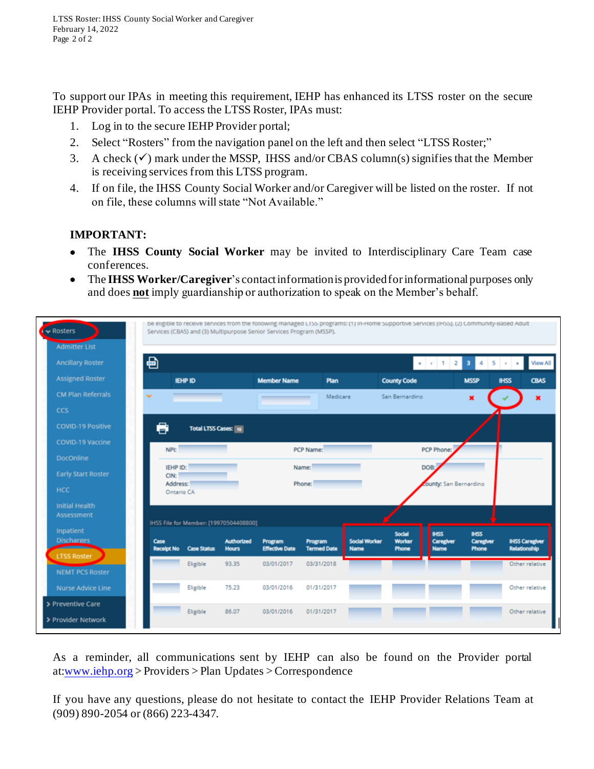To support our IPAs in meeting this requirement, IEHP has enhanced its LTSS roster on the secure IEHP Provider portal. To access the LTSS Roster, IPAs must:

1. Log in to the secure IEHP Provider portal;
2. Select "Rosters" from the navigation panel on the left and then select "LTSS Roster;"
3. A check (✓) mark under the MSSP, IHSS and/or CBAS column(s) signifies that the Member is receiving services from this LTSS program.
4. If on file, the IHSS County Social Worker and/or Caregiver will be listed on the roster. If not on file, these columns will state "Not Available."

**IMPORTANT:**

- The **IHSS County Social Worker** may be invited to Interdisciplinary Care Team case conferences.
- The **IHSS Worker/Caregiver**'s contact information is provided for informational purposes only and does **not** imply guardianship or authorization to speak on the Member's behalf.

As a reminder, all communications sent by IEHP can also be found on the Provider portal at:www.iehp.org > Providers > Plan Updates > Correspondence

If you have any questions, please do not hesitate to contact the IEHP Provider Relations Team at (909) 890-2054 or (866) 223-4347.